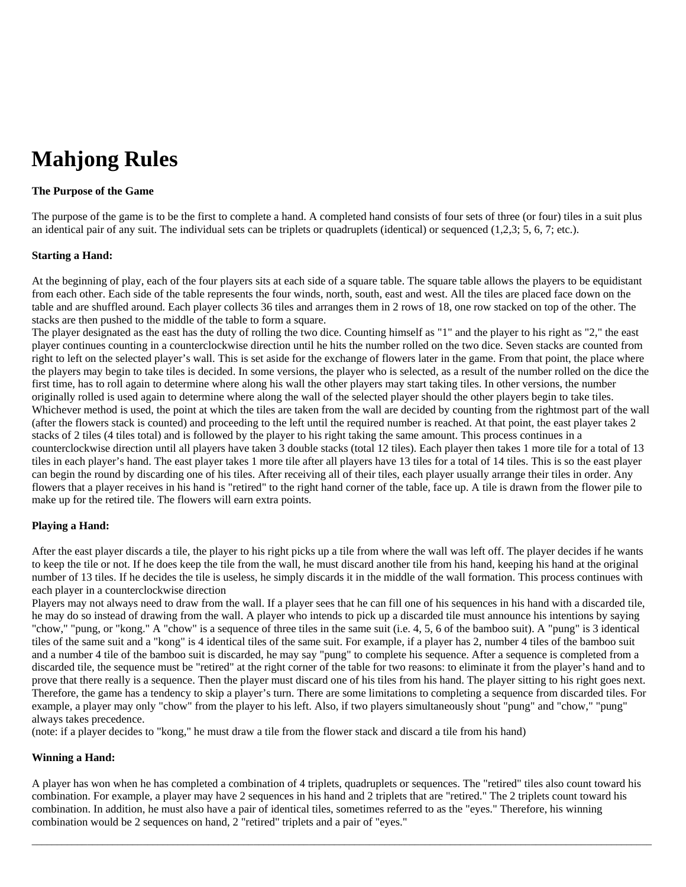# Mahjong Rules

**The Purpose of the Game**

The purpose of the game is to be the first to complete a hand. A completed hand consists of four sets of three (or four) tiles in a suit plus an identical pair of any suit. The individual sets can be triplets or quadruplets (identical) or sequenced (1,2,3; 5, 6, 7; etc.).

**Starting a Hand:**

At the beginning of play, each of the four players sits at each side of a square table. The square table allows the players to be equidistant from each other. Each side of the table represents the four winds, north, south, east and west. All the tiles are placed face down on the table and are shuffled around. Each player collects 36 tiles and arranges them in 2 rows of 18, one row stacked on top of the other. The stacks are then pushed to the middle of the table to form a square.
The player designated as the east has the duty of rolling the two dice. Counting himself as "1" and the player to his right as "2," the east player continues counting in a counterclockwise direction until he hits the number rolled on the two dice. Seven stacks are counted from right to left on the selected player's wall. This is set aside for the exchange of flowers later in the game. From that point, the place where the players may begin to take tiles is decided. In some versions, the player who is selected, as a result of the number rolled on the dice the first time, has to roll again to determine where along his wall the other players may start taking tiles. In other versions, the number originally rolled is used again to determine where along the wall of the selected player should the other players begin to take tiles. Whichever method is used, the point at which the tiles are taken from the wall are decided by counting from the rightmost part of the wall (after the flowers stack is counted) and proceeding to the left until the required number is reached. At that point, the east player takes 2 stacks of 2 tiles (4 tiles total) and is followed by the player to his right taking the same amount. This process continues in a counterclockwise direction until all players have taken 3 double stacks (total 12 tiles). Each player then takes 1 more tile for a total of 13 tiles in each player's hand. The east player takes 1 more tile after all players have 13 tiles for a total of 14 tiles. This is so the east player can begin the round by discarding one of his tiles. After receiving all of their tiles, each player usually arrange their tiles in order. Any flowers that a player receives in his hand is "retired" to the right hand corner of the table, face up. A tile is drawn from the flower pile to make up for the retired tile. The flowers will earn extra points.

**Playing a Hand:**

After the east player discards a tile, the player to his right picks up a tile from where the wall was left off. The player decides if he wants to keep the tile or not. If he does keep the tile from the wall, he must discard another tile from his hand, keeping his hand at the original number of 13 tiles. If he decides the tile is useless, he simply discards it in the middle of the wall formation. This process continues with each player in a counterclockwise direction
Players may not always need to draw from the wall. If a player sees that he can fill one of his sequences in his hand with a discarded tile, he may do so instead of drawing from the wall. A player who intends to pick up a discarded tile must announce his intentions by saying "chow," "pung, or "kong." A "chow" is a sequence of three tiles in the same suit (i.e. 4, 5, 6 of the bamboo suit). A "pung" is 3 identical tiles of the same suit and a "kong" is 4 identical tiles of the same suit. For example, if a player has 2, number 4 tiles of the bamboo suit and a number 4 tile of the bamboo suit is discarded, he may say "pung" to complete his sequence. After a sequence is completed from a discarded tile, the sequence must be "retired" at the right corner of the table for two reasons: to eliminate it from the player's hand and to prove that there really is a sequence. Then the player must discard one of his tiles from his hand. The player sitting to his right goes next. Therefore, the game has a tendency to skip a player's turn. There are some limitations to completing a sequence from discarded tiles. For example, a player may only "chow" from the player to his left. Also, if two players simultaneously shout "pung" and "chow," "pung" always takes precedence.
(note: if a player decides to "kong," he must draw a tile from the flower stack and discard a tile from his hand)

**Winning a Hand:**

A player has won when he has completed a combination of 4 triplets, quadruplets or sequences. The "retired" tiles also count toward his combination. For example, a player may have 2 sequences in his hand and 2 triplets that are "retired." The 2 triplets count toward his combination. In addition, he must also have a pair of identical tiles, sometimes referred to as the "eyes." Therefore, his winning combination would be 2 sequences on hand, 2 "retired" triplets and a pair of "eyes."

---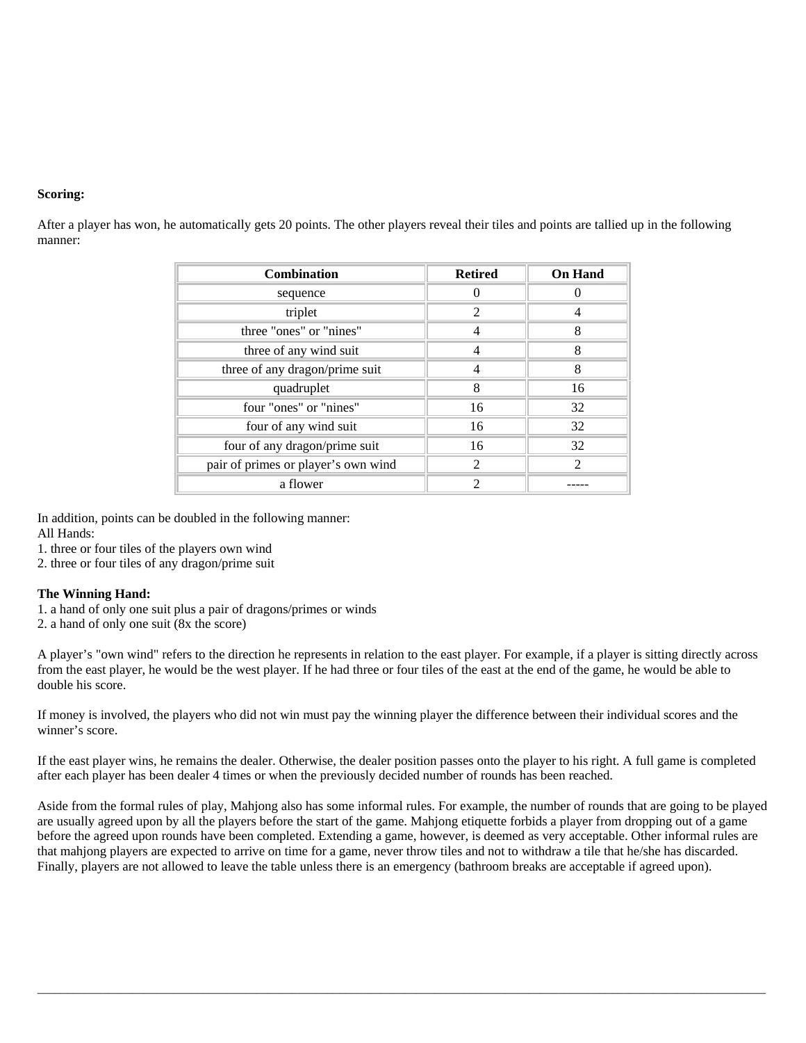**Scoring:**

After a player has won, he automatically gets 20 points. The other players reveal their tiles and points are tallied up in the following manner:

| Combination | Retired | On Hand |
|---|---|---|
| sequence | 0 | 0 |
| triplet | 2 | 4 |
| three "ones" or "nines" | 4 | 8 |
| three of any wind suit | 4 | 8 |
| three of any dragon/prime suit | 4 | 8 |
| quadruplet | 8 | 16 |
| four "ones" or "nines" | 16 | 32 |
| four of any wind suit | 16 | 32 |
| four of any dragon/prime suit | 16 | 32 |
| pair of primes or player's own wind | 2 | 2 |
| a flower | 2 | ----- |

In addition, points can be doubled in the following manner:
All Hands:
1. three or four tiles of the players own wind
2. three or four tiles of any dragon/prime suit

**The Winning Hand:**
1. a hand of only one suit plus a pair of dragons/primes or winds
2. a hand of only one suit (8x the score)

A player's "own wind" refers to the direction he represents in relation to the east player. For example, if a player is sitting directly across from the east player, he would be the west player. If he had three or four tiles of the east at the end of the game, he would be able to double his score.

If money is involved, the players who did not win must pay the winning player the difference between their individual scores and the winner's score.

If the east player wins, he remains the dealer. Otherwise, the dealer position passes onto the player to his right. A full game is completed after each player has been dealer 4 times or when the previously decided number of rounds has been reached.

Aside from the formal rules of play, Mahjong also has some informal rules. For example, the number of rounds that are going to be played are usually agreed upon by all the players before the start of the game. Mahjong etiquette forbids a player from dropping out of a game before the agreed upon rounds have been completed. Extending a game, however, is deemed as very acceptable. Other informal rules are that mahjong players are expected to arrive on time for a game, never throw tiles and not to withdraw a tile that he/she has discarded. Finally, players are not allowed to leave the table unless there is an emergency (bathroom breaks are acceptable if agreed upon).